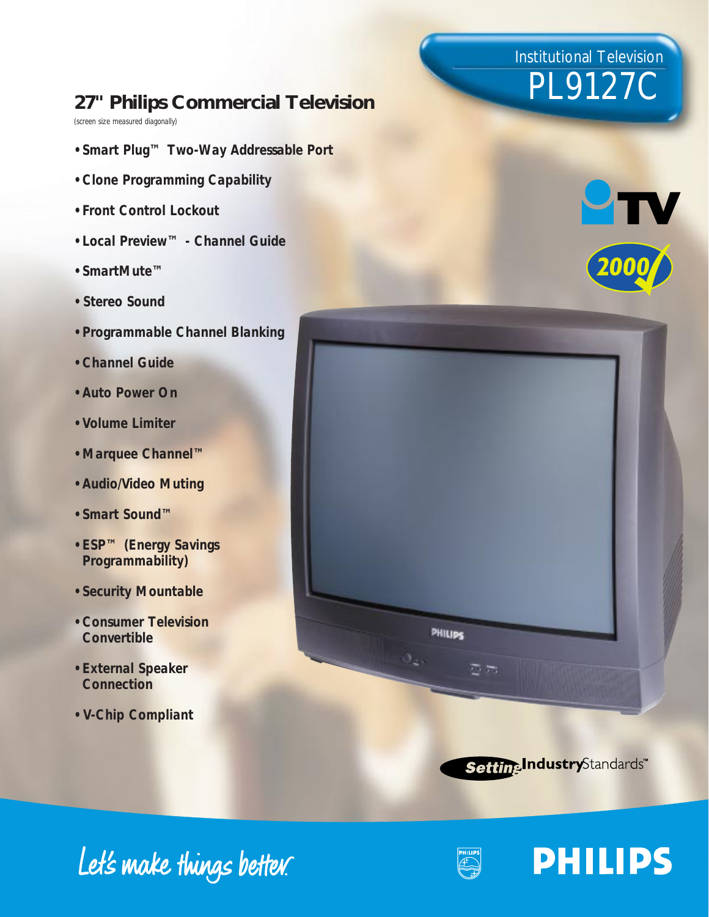Institutional Television

PL9127C

# 27" Philips Commercial Television

(screen size measured diagonally)

- Smart Plug™ Two-Way Addressable Port
- Clone Programming Capability
- Front Control Lockout
- Local Preview™ - Channel Guide
- SmartMute™
- Stereo Sound
- Programmable Channel Blanking
- Channel Guide
- Auto Power On
- Volume Limiter
- Marquee Channel™
- Audio/Video Muting
- Smart Sound™
- ESP™ (Energy Savings Programmability)
- Security Mountable
- Consumer Television Convertible
- External Speaker Connection
- V-Chip Compliant

TV 2000

Setting Industry Standards™

Let's make things better.

PHILIPS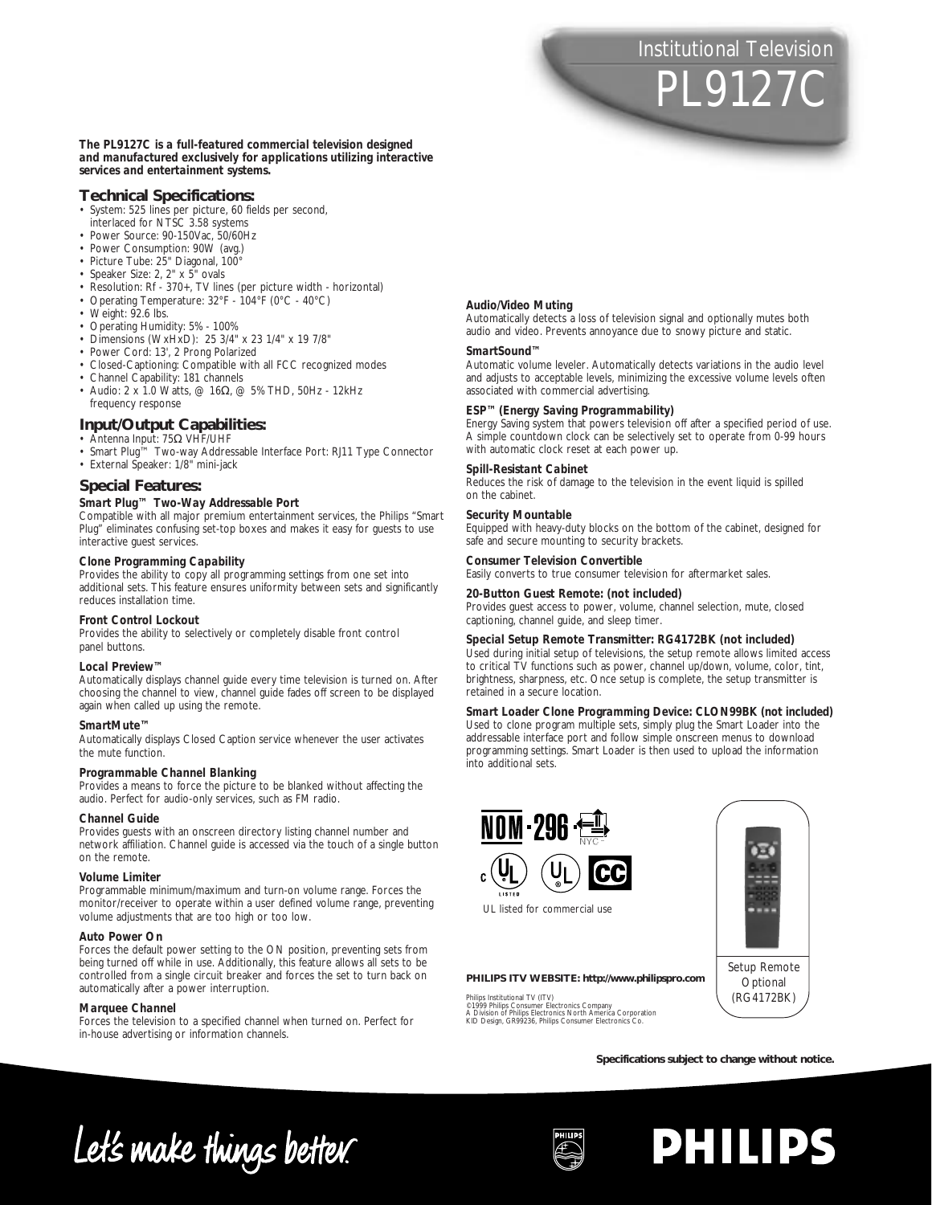Institutional Television

# PL9127C

***The PL9127C is a full-featured commercial television designed and manufactured exclusively for applications utilizing interactive services and entertainment systems.***

## Technical Specifications:

- System: 525 lines per picture, 60 fields per second, interlaced for NTSC 3.58 systems
- Power Source: 90-150Vac, 50/60Hz
- Power Consumption: 90W (avg.)
- Picture Tube: 25" Diagonal, 100°
- Speaker Size: 2, 2" x 5" ovals
- Resolution: Rf - 370+, TV lines (per picture width - horizontal)
- Operating Temperature: 32°F - 104°F (0°C - 40°C)
- Weight: 92.6 lbs.
- Operating Humidity: 5% - 100%
- Dimensions (WxHxD): 25 3/4" x 23 1/4" x 19 7/8"
- Power Cord: 13', 2 Prong Polarized
- Closed-Captioning: Compatible with all FCC recognized modes
- Channel Capability: 181 channels
- Audio: 2 x 1.0 Watts, @ 16Ω, @ 5% THD, 50Hz - 12kHz frequency response

## Input/Output Capabilities:

- Antenna Input: 75Ω VHF/UHF
- Smart Plug™ Two-way Addressable Interface Port: RJ11 Type Connector
- External Speaker: 1/8" mini-jack

## Special Features:

**Smart Plug™ Two-Way Addressable Port**
Compatible with all major premium entertainment services, the Philips "Smart Plug" eliminates confusing set-top boxes and makes it easy for guests to use interactive guest services.

**Clone Programming Capability**
Provides the ability to copy all programming settings from one set into additional sets. This feature ensures uniformity between sets and significantly reduces installation time.

**Front Control Lockout**
Provides the ability to selectively or completely disable front control panel buttons.

**Local Preview™**
Automatically displays channel guide every time television is turned on. After choosing the channel to view, channel guide fades off screen to be displayed again when called up using the remote.

**SmartMute™**
Automatically displays Closed Caption service whenever the user activates the mute function.

**Programmable Channel Blanking**
Provides a means to force the picture to be blanked without affecting the audio. Perfect for audio-only services, such as FM radio.

**Channel Guide**
Provides guests with an onscreen directory listing channel number and network affiliation. Channel guide is accessed via the touch of a single button on the remote.

**Volume Limiter**
Programmable minimum/maximum and turn-on volume range. Forces the monitor/receiver to operate within a user defined volume range, preventing volume adjustments that are too high or too low.

**Auto Power On**
Forces the default power setting to the ON position, preventing sets from being turned off while in use. Additionally, this feature allows all sets to be controlled from a single circuit breaker and forces the set to turn back on automatically after a power interruption.

**Marquee Channel**
Forces the television to a specified channel when turned on. Perfect for in-house advertising or information channels.

**Audio/Video Muting**
Automatically detects a loss of television signal and optionally mutes both audio and video. Prevents annoyance due to snowy picture and static.

**SmartSound™**
Automatic volume leveler. Automatically detects variations in the audio level and adjusts to acceptable levels, minimizing the excessive volume levels often associated with commercial advertising.

**ESP™ (Energy Saving Programmability)**
Energy Saving system that powers television off after a specified period of use. A simple countdown clock can be selectively set to operate from 0-99 hours with automatic clock reset at each power up.

**Spill-Resistant Cabinet**
Reduces the risk of damage to the television in the event liquid is spilled on the cabinet.

**Security Mountable**
Equipped with heavy-duty blocks on the bottom of the cabinet, designed for safe and secure mounting to security brackets.

**Consumer Television Convertible**
Easily converts to true consumer television for aftermarket sales.

**20-Button Guest Remote: (not included)**
Provides guest access to power, volume, channel selection, mute, closed captioning, channel guide, and sleep timer.

**Special Setup Remote Transmitter: RG4172BK (not included)**
Used during initial setup of televisions, the setup remote allows limited access to critical TV functions such as power, channel up/down, volume, color, tint, brightness, sharpness, etc. Once setup is complete, the setup transmitter is retained in a secure location.

**Smart Loader Clone Programming Device: CLON99BK (not included)**
Used to clone program multiple sets, simply plug the Smart Loader into the addressable interface port and follow simple onscreen menus to download programming settings. Smart Loader is then used to upload the information into additional sets.

NOM-296

UL listed for commercial use

Setup Remote Optional (RG4172BK)

**PHILIPS ITV WEBSITE: http://www.philipspro.com**

Philips Institutional TV (ITV)
©1999 Philips Consumer Electronics Company
A Division of Philips Electronics North America Corporation
KID Design, GR99236, Philips Consumer Electronics Co.

**Specifications subject to change without notice.**

Let's make things better.

PHILIPS